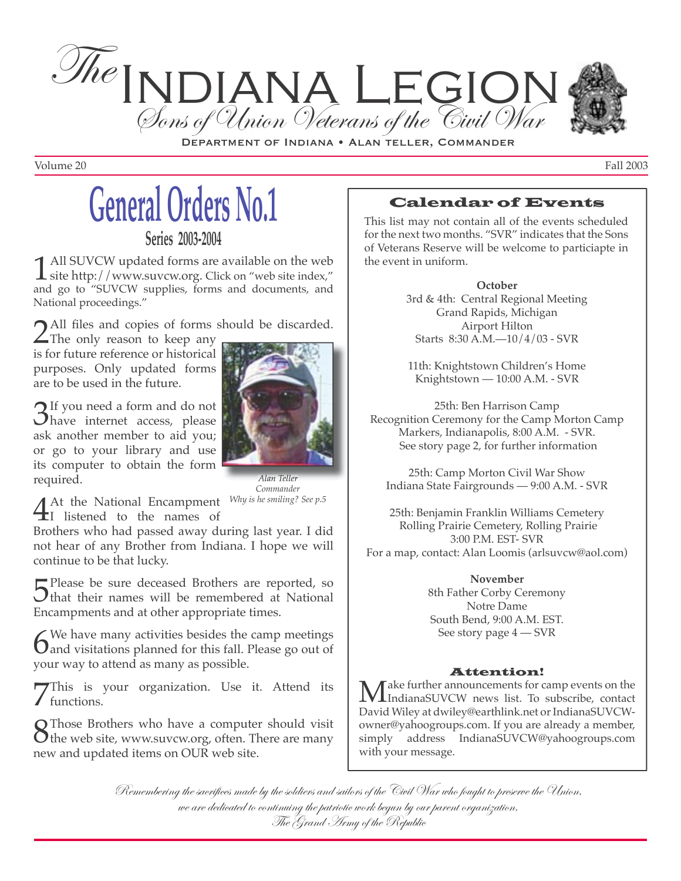# *The* Indiana Legion

## *Sons of Union Veterans of the Civil War*

Department of Indiana • Alan Teller, Commander

Volume 20 | Fall 2003

# General Orders No.1

### Series 2003-2004

1 All SUVCW updated forms are available on the web site http://www.suvcw.org. Click on "web site index," and go to "SUVCW supplies, forms and documents, and National proceedings."

2 All files and copies of forms should be discarded. The only reason to keep any is for future reference or historical purposes. Only updated forms are to be used in the future.

3 If you need a form and do not have internet access, please ask another member to aid you; or go to your library and use its computer to obtain the form required.

*Alan Teller*
*Commander*
*Why is he smiling? See p.5*

4 At the National Encampment I listened to the names of Brothers who had passed away during last year. I did not hear of any Brother from Indiana. I hope we will continue to be that lucky.

5 Please be sure deceased Brothers are reported, so that their names will be remembered at National Encampments and at other appropriate times.

6 We have many activities besides the camp meetings and visitations planned for this fall. Please go out of your way to attend as many as possible.

7 This is your organization. Use it. Attend its functions.

8 Those Brothers who have a computer should visit the web site, www.suvcw.org, often. There are many new and updated items on OUR web site.

## Calendar of Events

This list may not contain all of the events scheduled for the next two months. "SVR" indicates that the Sons of Veterans Reserve will be welcome to particiapte in the event in uniform.

**October**

3rd & 4th: Central Regional Meeting
Grand Rapids, Michigan
Airport Hilton
Starts 8:30 A.M.—10/4/03 - SVR

11th: Knightstown Children's Home
Knightstown — 10:00 A.M. - SVR

25th: Ben Harrison Camp
Recognition Ceremony for the Camp Morton Camp Markers, Indianapolis, 8:00 A.M. - SVR.
See story page 2, for further information

25th: Camp Morton Civil War Show
Indiana State Fairgrounds — 9:00 A.M. - SVR

25th: Benjamin Franklin Williams Cemetery
Rolling Prairie Cemetery, Rolling Prairie
3:00 P.M. EST- SVR
For a map, contact: Alan Loomis (arlsuvcw@aol.com)

**November**

8th Father Corby Ceremony
Notre Dame
South Bend, 9:00 A.M. EST.
See story page 4 — SVR

## Attention!

Make further announcements for camp events on the IndianaSUVCW news list. To subscribe, contact David Wiley at dwiley@earthlink.net or IndianaSUVCW-owner@yahoogroups.com. If you are already a member, simply address IndianaSUVCW@yahoogroups.com with your message.

*Remembering the sacrifices made by the soldiers and sailors of the Civil War who fought to preserve the Union, we are dedicated to continuing the patriotic work begun by our parent organization, The Grand Army of the Republic*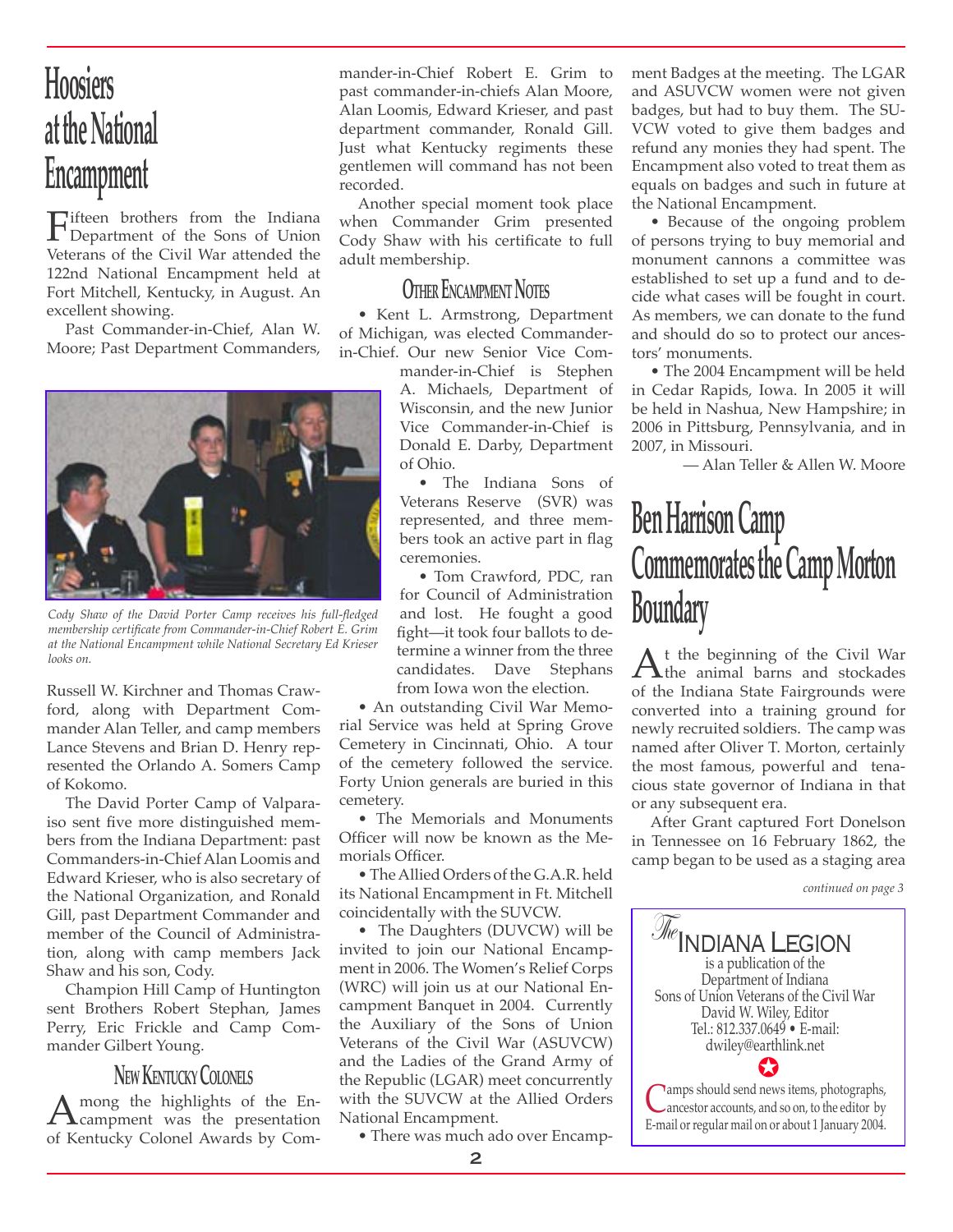# Hoosiers at the National Encampment

Fifteen brothers from the Indiana Department of the Sons of Union Veterans of the Civil War attended the 122nd National Encampment held at Fort Mitchell, Kentucky, in August. An excellent showing.

Past Commander-in-Chief, Alan W. Moore; Past Department Commanders, Russell W. Kirchner and Thomas Crawford, along with Department Commander Alan Teller, and camp members Lance Stevens and Brian D. Henry represented the Orlando A. Somers Camp of Kokomo.

*Cody Shaw of the David Porter Camp receives his full-fledged membership certificate from Commander-in-Chief Robert E. Grim at the National Encampment while National Secretary Ed Krieser looks on.*

The David Porter Camp of Valparaiso sent five more distinguished members from the Indiana Department: past Commanders-in-Chief Alan Loomis and Edward Krieser, who is also secretary of the National Organization, and Ronald Gill, past Department Commander and member of the Council of Administration, along with camp members Jack Shaw and his son, Cody.

Champion Hill Camp of Huntington sent Brothers Robert Stephan, James Perry, Eric Frickle and Camp Commander Gilbert Young.

## New Kentucky Colonels

Among the highlights of the Encampment was the presentation of Kentucky Colonel Awards by Commander-in-Chief Robert E. Grim to past commander-in-chiefs Alan Moore, Alan Loomis, Edward Krieser, and past department commander, Ronald Gill. Just what Kentucky regiments these gentlemen will command has not been recorded.

Another special moment took place when Commander Grim presented Cody Shaw with his certificate to full adult membership.

## Other Encampment Notes

- Kent L. Armstrong, Department of Michigan, was elected Commander-in-Chief. Our new Senior Vice Commander-in-Chief is Stephen A. Michaels, Department of Wisconsin, and the new Junior Vice Commander-in-Chief is Donald E. Darby, Department of Ohio.
- The Indiana Sons of Veterans Reserve (SVR) was represented, and three members took an active part in flag ceremonies.
- Tom Crawford, PDC, ran for Council of Administration and lost. He fought a good fight—it took four ballots to determine a winner from the three candidates. Dave Stephans from Iowa won the election.
- An outstanding Civil War Memorial Service was held at Spring Grove Cemetery in Cincinnati, Ohio. A tour of the cemetery followed the service. Forty Union generals are buried in this cemetery.
- The Memorials and Monuments Officer will now be known as the Memorials Officer.
- The Allied Orders of the G.A.R. held its National Encampment in Ft. Mitchell coincidentally with the SUVCW.
- The Daughters (DUVCW) will be invited to join our National Encampment in 2006. The Women's Relief Corps (WRC) will join us at our National Encampment Banquet in 2004. Currently the Auxiliary of the Sons of Union Veterans of the Civil War (ASUVCW) and the Ladies of the Grand Army of the Republic (LGAR) meet concurrently with the SUVCW at the Allied Orders National Encampment.
- There was much ado over Encampment Badges at the meeting. The LGAR and ASUVCW women were not given badges, but had to buy them. The SUVCW voted to give them badges and refund any monies they had spent. The Encampment also voted to treat them as equals on badges and such in future at the National Encampment.
- Because of the ongoing problem of persons trying to buy memorial and monument cannons a committee was established to set up a fund and to decide what cases will be fought in court. As members, we can donate to the fund and should do so to protect our ancestors' monuments.
- The 2004 Encampment will be held in Cedar Rapids, Iowa. In 2005 it will be held in Nashua, New Hampshire; in 2006 in Pittsburg, Pennsylvania, and in 2007, in Missouri.

— Alan Teller & Allen W. Moore

# Ben Harrison Camp Commemorates the Camp Morton Boundary

At the beginning of the Civil War the animal barns and stockades of the Indiana State Fairgrounds were converted into a training ground for newly recruited soldiers. The camp was named after Oliver T. Morton, certainly the most famous, powerful and tenacious state governor of Indiana in that or any subsequent era.

After Grant captured Fort Donelson in Tennessee on 16 February 1862, the camp began to be used as a staging area

*continued on page 3*

---

*The* **Indiana Legion**
is a publication of the
Department of Indiana
Sons of Union Veterans of the Civil War
David W. Wiley, Editor
Tel.: 812.337.0649 • E-mail: dwiley@earthlink.net

Camps should send news items, photographs, ancestor accounts, and so on, to the editor by E-mail or regular mail on or about 1 January 2004.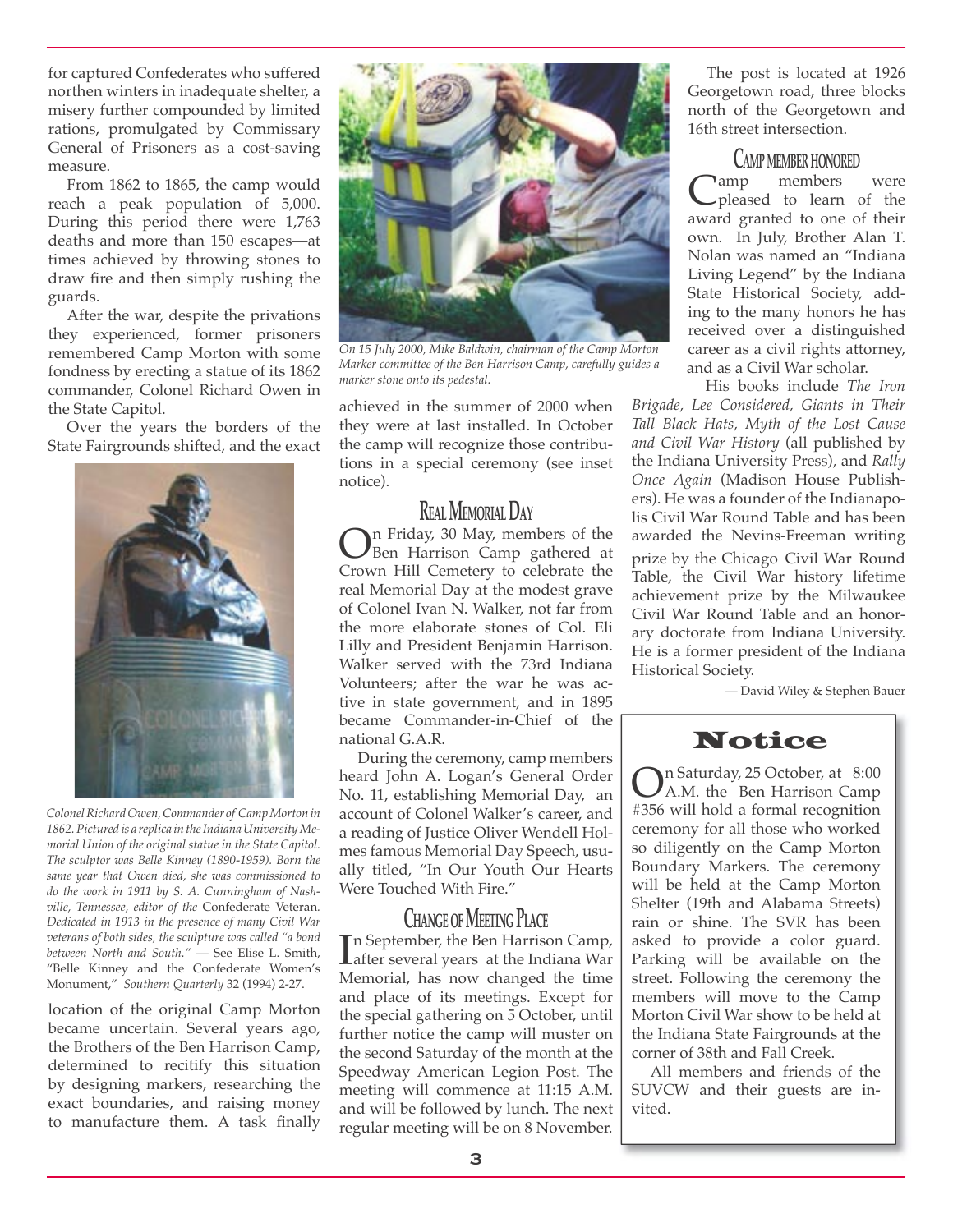for captured Confederates who suffered northen winters in inadequate shelter, a misery further compounded by limited rations, promulgated by Commissary General of Prisoners as a cost-saving measure.

From 1862 to 1865, the camp would reach a peak population of 5,000. During this period there were 1,763 deaths and more than 150 escapes—at times achieved by throwing stones to draw fire and then simply rushing the guards.

After the war, despite the privations they experienced, former prisoners remembered Camp Morton with some fondness by erecting a statue of its 1862 commander, Colonel Richard Owen in the State Capitol.

Over the years the borders of the State Fairgrounds shifted, and the exact location of the original Camp Morton became uncertain. Several years ago, the Brothers of the Ben Harrison Camp, determined to recitify this situation by designing markers, researching the exact boundaries, and raising money to manufacture them. A task finally achieved in the summer of 2000 when they were at last installed. In October the camp will recognize those contributions in a special ceremony (see inset notice).

*Colonel Richard Owen, Commander of Camp Morton in 1862. Pictured is a replica in the Indiana University Memorial Union of the original statue in the State Capitol. The sculptor was Belle Kinney (1890-1959). Born the same year that Owen died, she was commissioned to do the work in 1911 by S. A. Cunningham of Nashville, Tennessee, editor of the* Confederate Veteran*. Dedicated in 1913 in the presence of many Civil War veterans of both sides, the sculpture was called "a bond between North and South."* — See Elise L. Smith, "Belle Kinney and the Confederate Women's Monument," *Southern Quarterly* 32 (1994) 2-27.

*On 15 July 2000, Mike Baldwin, chairman of the Camp Morton Marker committee of the Ben Harrison Camp, carefully guides a marker stone onto its pedestal.*

## Real Memorial Day

On Friday, 30 May, members of the Ben Harrison Camp gathered at Crown Hill Cemetery to celebrate the real Memorial Day at the modest grave of Colonel Ivan N. Walker, not far from the more elaborate stones of Col. Eli Lilly and President Benjamin Harrison. Walker served with the 73rd Indiana Volunteers; after the war he was active in state government, and in 1895 became Commander-in-Chief of the national G.A.R.

During the ceremony, camp members heard John A. Logan's General Order No. 11, establishing Memorial Day, an account of Colonel Walker's career, and a reading of Justice Oliver Wendell Holmes famous Memorial Day Speech, usually titled, "In Our Youth Our Hearts Were Touched With Fire."

## Change of Meeting Place

In September, the Ben Harrison Camp, after several years at the Indiana War Memorial, has now changed the time and place of its meetings. Except for the special gathering on 5 October, until further notice the camp will muster on the second Saturday of the month at the Speedway American Legion Post. The meeting will commence at 11:15 A.M. and will be followed by lunch. The next regular meeting will be on 8 November.

The post is located at 1926 Georgetown road, three blocks north of the Georgetown and 16th street intersection.

## Camp Member Honored

Camp members were pleased to learn of the award granted to one of their own. In July, Brother Alan T. Nolan was named an "Indiana Living Legend" by the Indiana State Historical Society, adding to the many honors he has received over a distinguished career as a civil rights attorney, and as a Civil War scholar.

His books include *The Iron Brigade, Lee Considered, Giants in Their Tall Black Hats, Myth of the Lost Cause and Civil War History* (all published by the Indiana University Press), and *Rally Once Again* (Madison House Publishers). He was a founder of the Indianapolis Civil War Round Table and has been awarded the Nevins-Freeman writing prize by the Chicago Civil War Round Table, the Civil War history lifetime achievement prize by the Milwaukee Civil War Round Table and an honorary doctorate from Indiana University. He is a former president of the Indiana Historical Society.

— David Wiley & Stephen Bauer

## Notice

On Saturday, 25 October, at 8:00 A.M. the Ben Harrison Camp #356 will hold a formal recognition ceremony for all those who worked so diligently on the Camp Morton Boundary Markers. The ceremony will be held at the Camp Morton Shelter (19th and Alabama Streets) rain or shine. The SVR has been asked to provide a color guard. Parking will be available on the street. Following the ceremony the members will move to the Camp Morton Civil War show to be held at the Indiana State Fairgrounds at the corner of 38th and Fall Creek.

All members and friends of the SUVCW and their guests are invited.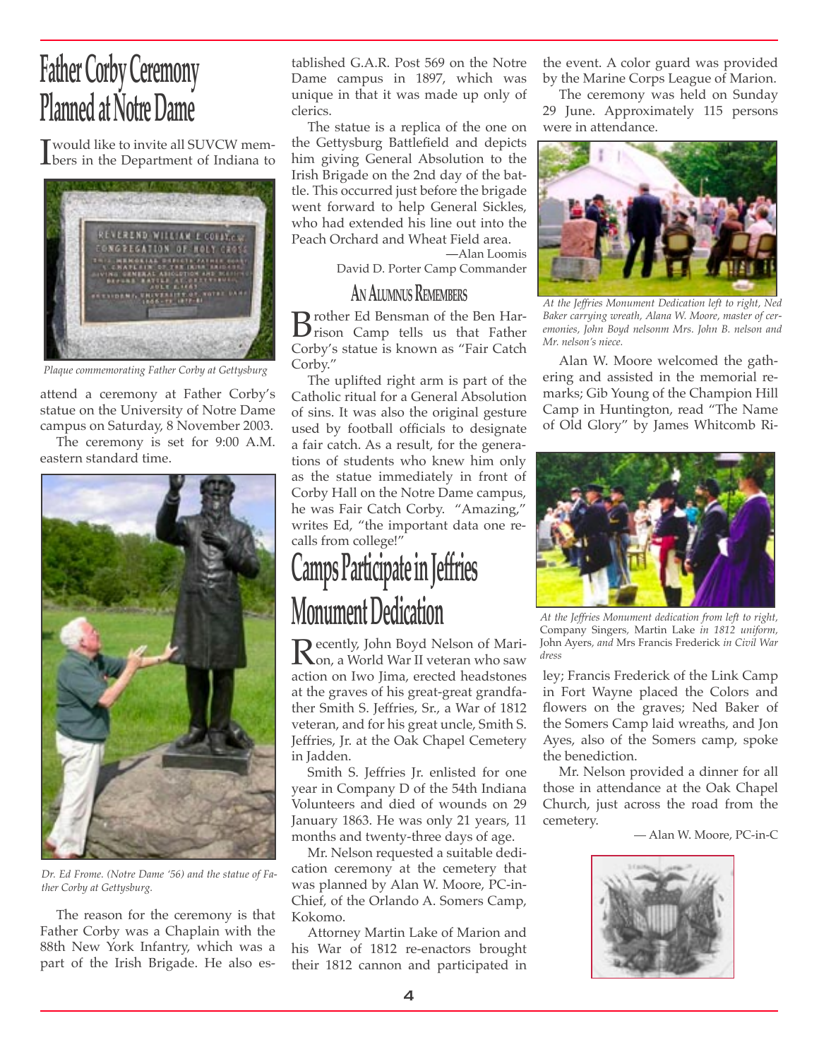# Father Corby Ceremony Planned at Notre Dame

I would like to invite all SUVCW members in the Department of Indiana to attend a ceremony at Father Corby's statue on the University of Notre Dame campus on Saturday, 8 November 2003.

*Plaque commemorating Father Corby at Gettysburg*

The ceremony is set for 9:00 A.M. eastern standard time.

*Dr. Ed Frome. (Notre Dame '56) and the statue of Father Corby at Gettysburg.*

The reason for the ceremony is that Father Corby was a Chaplain with the 88th New York Infantry, which was a part of the Irish Brigade. He also established G.A.R. Post 569 on the Notre Dame campus in 1897, which was unique in that it was made up only of clerics.

The statue is a replica of the one on the Gettysburg Battlefield and depicts him giving General Absolution to the Irish Brigade on the 2nd day of the battle. This occurred just before the brigade went forward to help General Sickles, who had extended his line out into the Peach Orchard and Wheat Field area.

—Alan Loomis
David D. Porter Camp Commander

## An Alumnus Remembers

Brother Ed Bensman of the Ben Harrison Camp tells us that Father Corby's statue is known as "Fair Catch Corby."

The uplifted right arm is part of the Catholic ritual for a General Absolution of sins. It was also the original gesture used by football officials to designate a fair catch. As a result, for the generations of students who knew him only as the statue immediately in front of Corby Hall on the Notre Dame campus, he was Fair Catch Corby. "Amazing," writes Ed, "the important data one recalls from college!"

# Camps Participate in Jeffries Monument Dedication

Recently, John Boyd Nelson of Marion, a World War II veteran who saw action on Iwo Jima, erected headstones at the graves of his great-great grandfather Smith S. Jeffries, Sr., a War of 1812 veteran, and for his great uncle, Smith S. Jeffries, Jr. at the Oak Chapel Cemetery in Jadden.

Smith S. Jeffries Jr. enlisted for one year in Company D of the 54th Indiana Volunteers and died of wounds on 29 January 1863. He was only 21 years, 11 months and twenty-three days of age.

Mr. Nelson requested a suitable dedication ceremony at the cemetery that was planned by Alan W. Moore, PC-in-Chief, of the Orlando A. Somers Camp, Kokomo.

Attorney Martin Lake of Marion and his War of 1812 re-enactors brought their 1812 cannon and participated in the event. A color guard was provided by the Marine Corps League of Marion.

The ceremony was held on Sunday 29 June. Approximately 115 persons were in attendance.

*At the Jeffries Monument Dedication left to right, Ned Baker carrying wreath, Alana W. Moore, master of ceremonies, John Boyd nelsonm Mrs. John B. nelson and Mr. nelson's niece.*

Alan W. Moore welcomed the gathering and assisted in the memorial remarks; Gib Young of the Champion Hill Camp in Huntington, read "The Name of Old Glory" by James Whitcomb Riley; Francis Frederick of the Link Camp in Fort Wayne placed the Colors and flowers on the graves; Ned Baker of the Somers Camp laid wreaths, and Jon Ayes, also of the Somers camp, spoke the benediction.

*At the Jeffries Monument dedication from left to right,* Company Singers, Martin Lake *in 1812 uniform,* John Ayers, *and* Mrs Francis Frederick *in Civil War dress*

Mr. Nelson provided a dinner for all those in attendance at the Oak Chapel Church, just across the road from the cemetery.

— Alan W. Moore, PC-in-C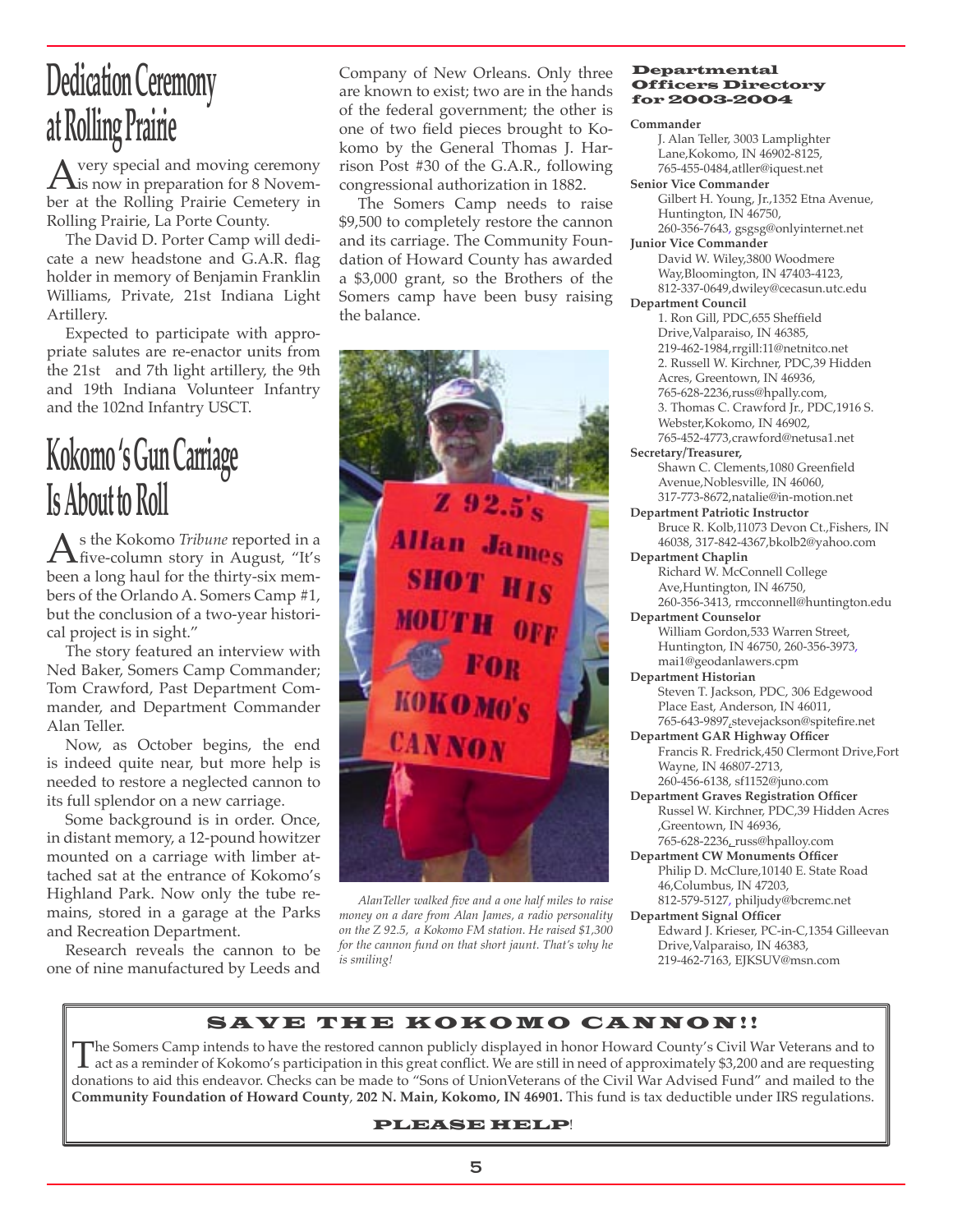# Dedication Ceremony at Rolling Prairie

A very special and moving ceremony is now in preparation for 8 November at the Rolling Prairie Cemetery in Rolling Prairie, La Porte County.

The David D. Porter Camp will dedicate a new headstone and G.A.R. flag holder in memory of Benjamin Franklin Williams, Private, 21st Indiana Light Artillery.

Expected to participate with appropriate salutes are re-enactor units from the 21st and 7th light artillery, the 9th and 19th Indiana Volunteer Infantry and the 102nd Infantry USCT.

# Kokomo's Gun Carriage Is About to Roll

As the Kokomo *Tribune* reported in a five-column story in August, "It's been a long haul for the thirty-six members of the Orlando A. Somers Camp #1, but the conclusion of a two-year historical project is in sight."

The story featured an interview with Ned Baker, Somers Camp Commander; Tom Crawford, Past Department Commander, and Department Commander Alan Teller.

Now, as October begins, the end is indeed quite near, but more help is needed to restore a neglected cannon to its full splendor on a new carriage.

Some background is in order. Once, in distant memory, a 12-pound howitzer mounted on a carriage with limber attached sat at the entrance of Kokomo's Highland Park. Now only the tube remains, stored in a garage at the Parks and Recreation Department.

Research reveals the cannon to be one of nine manufactured by Leeds and Company of New Orleans. Only three are known to exist; two are in the hands of the federal government; the other is one of two field pieces brought to Kokomo by the General Thomas J. Harrison Post #30 of the G.A.R., following congressional authorization in 1882.

The Somers Camp needs to raise $9,500 to completely restore the cannon and its carriage. The Community Foundation of Howard County has awarded a $3,000 grant, so the Brothers of the Somers camp have been busy raising the balance.

*AlanTeller walked five and a one half miles to raise money on a dare from Alan James, a radio personality on the Z 92.5, a Kokomo FM station. He raised $1,300 for the cannon fund on that short jaunt. That's why he is smiling!*

## Departmental Officers Directory for 2003-2004

**Commander**
J. Alan Teller, 3003 Lamplighter Lane,Kokomo, IN 46902-8125, 765-455-0484,atller@iquest.net

**Senior Vice Commander**
Gilbert H. Young, Jr.,1352 Etna Avenue, Huntington, IN 46750, 260-356-7643, gsgsg@onlyinternet.net

**Junior Vice Commander**
David W. Wiley,3800 Woodmere Way,Bloomington, IN 47403-4123, 812-337-0649,dwiley@cecasun.utc.edu

**Department Council**
1. Ron Gill, PDC,655 Sheffield Drive,Valparaiso, IN 46385, 219-462-1984,rrgill:11@netnitco.net
2. Russell W. Kirchner, PDC,39 Hidden Acres, Greentown, IN 46936, 765-628-2236,russ@hpally.com,
3. Thomas C. Crawford Jr., PDC,1916 S. Webster,Kokomo, IN 46902, 765-452-4773,crawford@netusa1.net

**Secretary/Treasurer,**
Shawn C. Clements,1080 Greenfield Avenue,Noblesville, IN 46060, 317-773-8672,natalie@in-motion.net

**Department Patriotic Instructor**
Bruce R. Kolb,11073 Devon Ct.,Fishers, IN 46038, 317-842-4367,bkolb2@yahoo.com

**Department Chaplin**
Richard W. McConnell College Ave,Huntington, IN 46750, 260-356-3413, rmcconnell@huntington.edu

**Department Counselor**
William Gordon,533 Warren Street, Huntington, IN 46750, 260-356-3973, mai1@geodanlawers.cpm

**Department Historian**
Steven T. Jackson, PDC, 306 Edgewood Place East, Anderson, IN 46011, 765-643-9897,stevejackson@spitefire.net

**Department GAR Highway Officer**
Francis R. Fredrick,450 Clermont Drive,Fort Wayne, IN 46807-2713, 260-456-6138, sf1152@juno.com

**Department Graves Registration Officer**
Russel W. Kirchner, PDC,39 Hidden Acres ,Greentown, IN 46936, 765-628-2236, russ@hpalloy.com

**Department CW Monuments Officer**
Philip D. McClure,10140 E. State Road 46,Columbus, IN 47203, 812-579-5127, philjudy@bcremc.net

**Department Signal Officer**
Edward J. Krieser, PC-in-C,1354 Gilleevan Drive,Valparaiso, IN 46383, 219-462-7163, EJKSUV@msn.com

## SAVE THE KOKOMO CANNON!!

The Somers Camp intends to have the restored cannon publicly displayed in honor Howard County's Civil War Veterans and to act as a reminder of Kokomo's participation in this great conflict. We are still in need of approximately $3,200 and are requesting donations to aid this endeavor. Checks can be made to "Sons of UnionVeterans of the Civil War Advised Fund" and mailed to the **Community Foundation of Howard County**, **202 N. Main, Kokomo, IN 46901.** This fund is tax deductible under IRS regulations.

**PLEASE HELP!**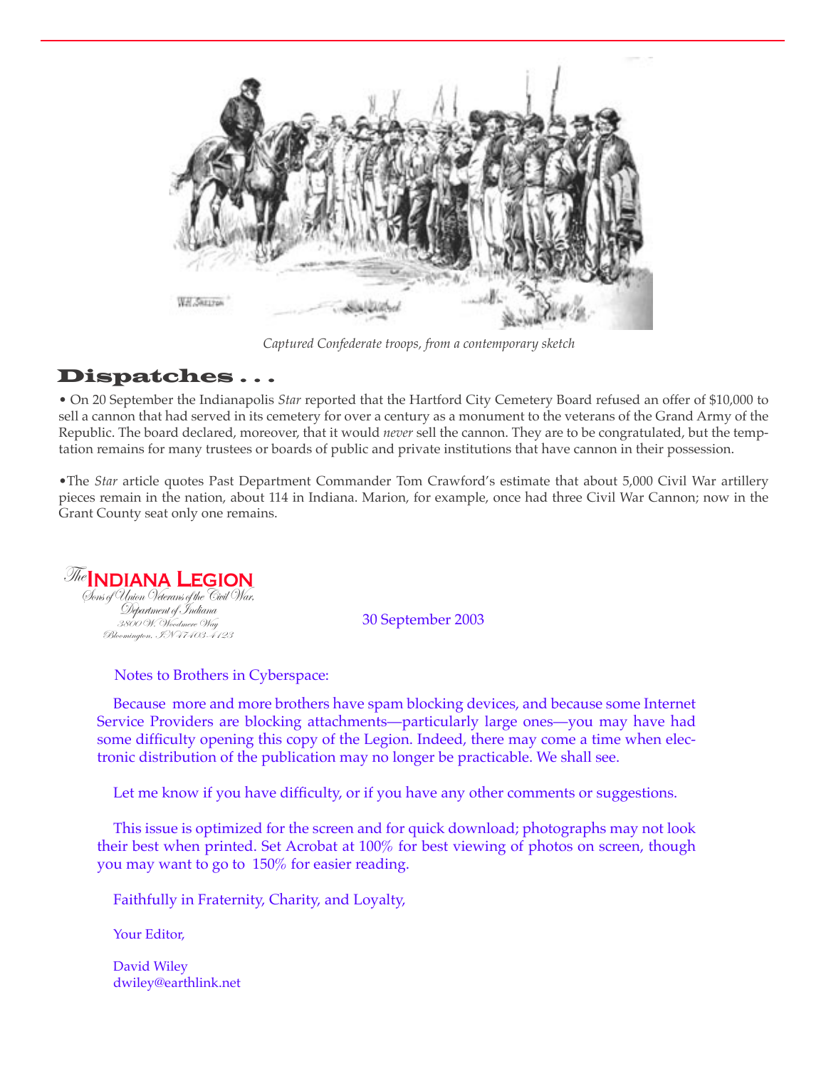*Captured Confederate troops, from a contemporary sketch*

## Dispatches . . .

• On 20 September the Indianapolis *Star* reported that the Hartford City Cemetery Board refused an offer of $10,000 to sell a cannon that had served in its cemetery for over a century as a monument to the veterans of the Grand Army of the Republic. The board declared, moreover, that it would *never* sell the cannon. They are to be congratulated, but the temptation remains for many trustees or boards of public and private institutions that have cannon in their possession.

•The *Star* article quotes Past Department Commander Tom Crawford's estimate that about 5,000 Civil War artillery pieces remain in the nation, about 114 in Indiana. Marion, for example, once had three Civil War Cannon; now in the Grant County seat only one remains.

The **Indiana Legion**
Sons of Union Veterans of the Civil War,
Department of Indiana
3800 W. Woodmere Way
Bloomington, IN 47403-4123

30 September 2003

Notes to Brothers in Cyberspace:

Because more and more brothers have spam blocking devices, and because some Internet Service Providers are blocking attachments—particularly large ones—you may have had some difficulty opening this copy of the Legion. Indeed, there may come a time when electronic distribution of the publication may no longer be practicable. We shall see.

Let me know if you have difficulty, or if you have any other comments or suggestions.

This issue is optimized for the screen and for quick download; photographs may not look their best when printed. Set Acrobat at 100% for best viewing of photos on screen, though you may want to go to 150% for easier reading.

Faithfully in Fraternity, Charity, and Loyalty,

Your Editor,

David Wiley
dwiley@earthlink.net